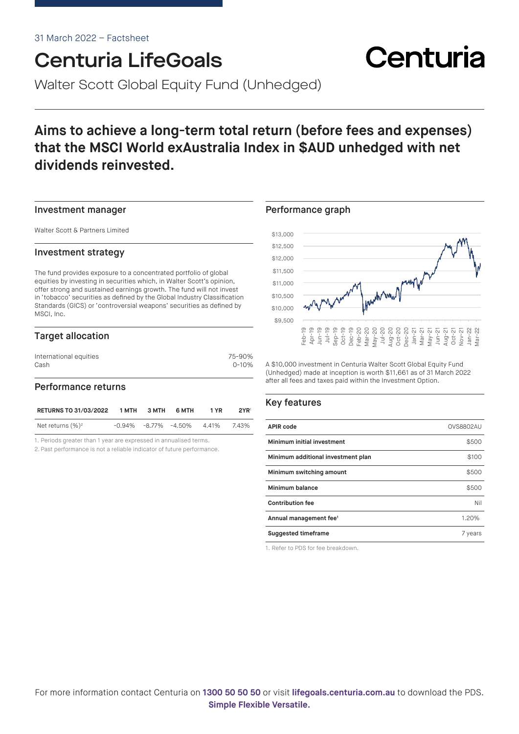31 March 2022 – Factsheet

# Centuria LifeGoals

Centuria

Walter Scott Global Equity Fund (Unhedged)

## Aims to achieve a long-term total return (before fees and expenses) that the MSCI World exAustralia Index in $AUD unhedged with net dividends reinvested.

### Investment manager

Walter Scott & Partners Limited

### Investment strategy

The fund provides exposure to a concentrated portfolio of global equities by investing in securities which, in Walter Scott's opinion, offer strong and sustained earnings growth. The fund will not invest in 'tobacco' securities as defined by the Global Industry Classification Standards (GICS) or 'controversial weapons' securities as defined by MSCI, Inc.

### Target allocation

| | |
|---|---|
| International equities | 75-90% |
| Cash | 0-10% |

### Performance returns

| RETURNS TO 31/03/2022 | 1 MTH | 3 MTH | 6 MTH | 1 YR | 2YR[1] |
|---|---|---|---|---|---|
| Net returns (%)[2] | -0.94% | -8.77% | -4.50% | 4.41% | 7.43% |

1. Periods greater than 1 year are expressed in annualised terms.
2. Past performance is not a reliable indicator of future performance.

### Performance graph

A $10,000 investment in Centuria Walter Scott Global Equity Fund (Unhedged) made at inception is worth $11,661 as of 31 March 2022 after all fees and taxes paid within the Investment Option.

### Key features

| | |
|---|---|
| **APIR code** | OVS8802AU |
| **Minimum initial investment** | $500 |
| **Minimum additional investment plan** | $100 |
| **Minimum switching amount** | $500 |
| **Minimum balance** | $500 |
| **Contribution fee** | Nil |
| **Annual management fee[1]** | 1.20% |
| **Suggested timeframe** | 7 years |

1. Refer to PDS for fee breakdown.

For more information contact Centuria on **1300 50 50 50** or visit **lifegoals.centuria.com.au** to download the PDS.
**Simple Flexible Versatile.**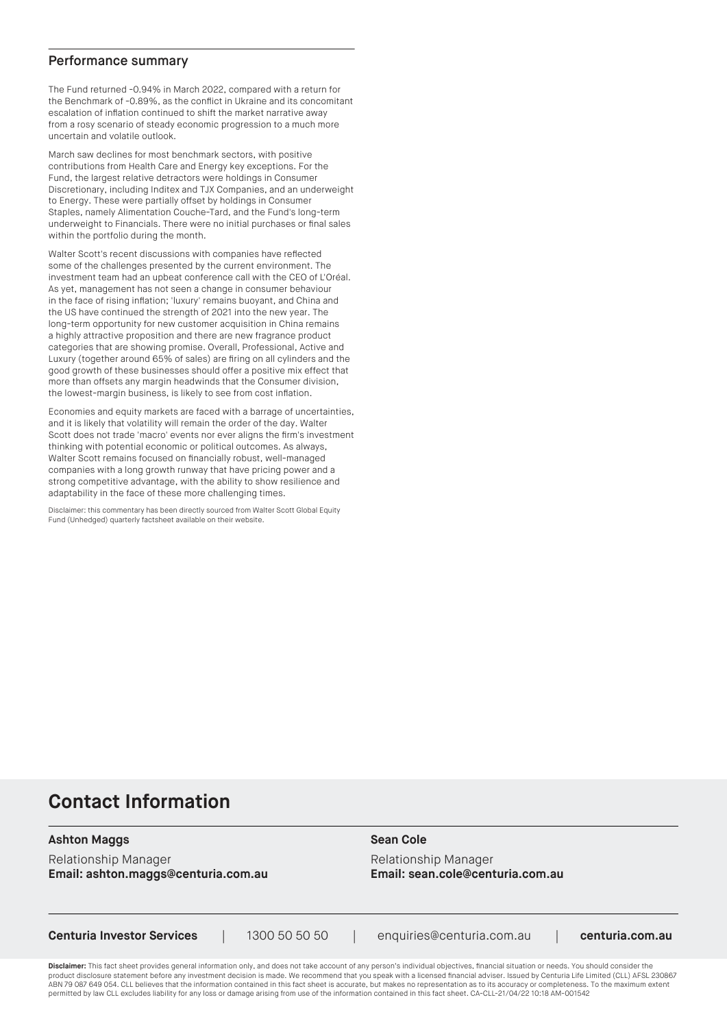## Performance summary

The Fund returned -0.94% in March 2022, compared with a return for the Benchmark of -0.89%, as the conflict in Ukraine and its concomitant escalation of inflation continued to shift the market narrative away from a rosy scenario of steady economic progression to a much more uncertain and volatile outlook.

March saw declines for most benchmark sectors, with positive contributions from Health Care and Energy key exceptions. For the Fund, the largest relative detractors were holdings in Consumer Discretionary, including Inditex and TJX Companies, and an underweight to Energy. These were partially offset by holdings in Consumer Staples, namely Alimentation Couche-Tard, and the Fund's long-term underweight to Financials. There were no initial purchases or final sales within the portfolio during the month.

Walter Scott's recent discussions with companies have reflected some of the challenges presented by the current environment. The investment team had an upbeat conference call with the CEO of L'Oréal. As yet, management has not seen a change in consumer behaviour in the face of rising inflation; 'luxury' remains buoyant, and China and the US have continued the strength of 2021 into the new year. The long-term opportunity for new customer acquisition in China remains a highly attractive proposition and there are new fragrance product categories that are showing promise. Overall, Professional, Active and Luxury (together around 65% of sales) are firing on all cylinders and the good growth of these businesses should offer a positive mix effect that more than offsets any margin headwinds that the Consumer division, the lowest-margin business, is likely to see from cost inflation.

Economies and equity markets are faced with a barrage of uncertainties, and it is likely that volatility will remain the order of the day. Walter Scott does not trade 'macro' events nor ever aligns the firm's investment thinking with potential economic or political outcomes. As always, Walter Scott remains focused on financially robust, well-managed companies with a long growth runway that have pricing power and a strong competitive advantage, with the ability to show resilience and adaptability in the face of these more challenging times.

Disclaimer: this commentary has been directly sourced from Walter Scott Global Equity Fund (Unhedged) quarterly factsheet available on their website.

## Contact Information

**Ashton Maggs**
Relationship Manager
**Email: ashton.maggs@centuria.com.au**

**Sean Cole**
Relationship Manager
**Email: sean.cole@centuria.com.au**

**Centuria Investor Services** | 1300 50 50 50 | enquiries@centuria.com.au | **centuria.com.au**

**Disclaimer:** This fact sheet provides general information only, and does not take account of any person's individual objectives, financial situation or needs. You should consider the product disclosure statement before any investment decision is made. We recommend that you speak with a licensed financial adviser. Issued by Centuria Life Limited (CLL) AFSL 230867 ABN 79 087 649 054. CLL believes that the information contained in this fact sheet is accurate, but makes no representation as to its accuracy or completeness. To the maximum extent permitted by law CLL excludes liability for any loss or damage arising from use of the information contained in this fact sheet. CA-CLL-21/04/22 10:18 AM-001542